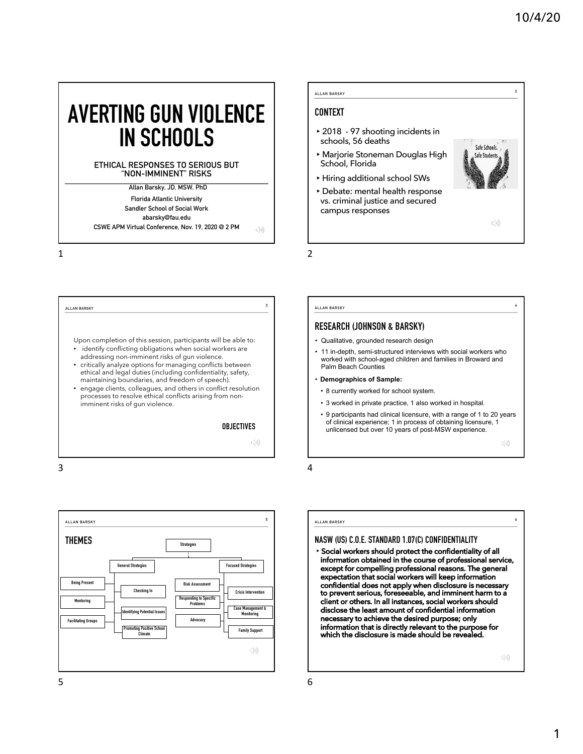# AVERTING GUN VIOLENCE IN SCHOOLS

ETHICAL RESPONSES TO SERIOUS BUT "NON-IMMINENT" RISKS

Allan Barsky, JD, MSW, PhD

Florida Atlantic University

Sandler School of Social Work

abarsky@fau.edu

CSWE APM Virtual Conference, Nov. 19, 2020 @ 2 PM

## CONTEXT

- 2018 - 97 shooting incidents in schools, 56 deaths
- Marjorie Stoneman Douglas High School, Florida
- Hiring additional school SWs
- Debate: mental health response vs. criminal justice and secured campus responses

Safe Schools. Safe Students.

## OBJECTIVES

Upon completion of this session, participants will be able to:

- identify conflicting obligations when social workers are addressing non-imminent risks of gun violence.
- critically analyze options for managing conflicts between ethical and legal duties (including confidentiality, safety, maintaining boundaries, and freedom of speech).
- engage clients, colleagues, and others in conflict resolution processes to resolve ethical conflicts arising from non-imminent risks of gun violence.

## RESEARCH (JOHNSON & BARSKY)

- Qualitative, grounded research design
- 11 in-depth, semi-structured interviews with social workers who worked with school-aged children and families in Broward and Palm Beach Counties
- **Demographics of Sample:**
  - 8 currently worked for school system.
  - 3 worked in private practice, 1 also worked in hospital.
  - 9 participants had clinical licensure, with a range of 1 to 20 years of clinical experience; 1 in process of obtaining licensure, 1 unlicensed but over 10 years of post-MSW experience.

## THEMES

- Strategies
  - General Strategies
    - Being Present
    - Mentoring
    - Facilitating Groups
    - Checking In
    - Identifying Potential Issues
    - Promoting Positive School Climate
  - Risk Assessment
  - Responding to Specific Problems
  - Advocacy
  - Focused Strategies
    - Crisis Intervention
    - Case Management & Monitoring
    - Family Support

## NASW (US) C.O.E. STANDARD 1.07(C) CONFIDENTIALITY

- **Social workers should protect the confidentiality of all information obtained in the course of professional service, except for compelling professional reasons. The general expectation that social workers will keep information confidential does not apply when disclosure is necessary to prevent serious, foreseeable, and imminent harm to a client or others. In all instances, social workers should disclose the least amount of confidential information necessary to achieve the desired purpose; only information that is directly relevant to the purpose for which the disclosure is made should be revealed.**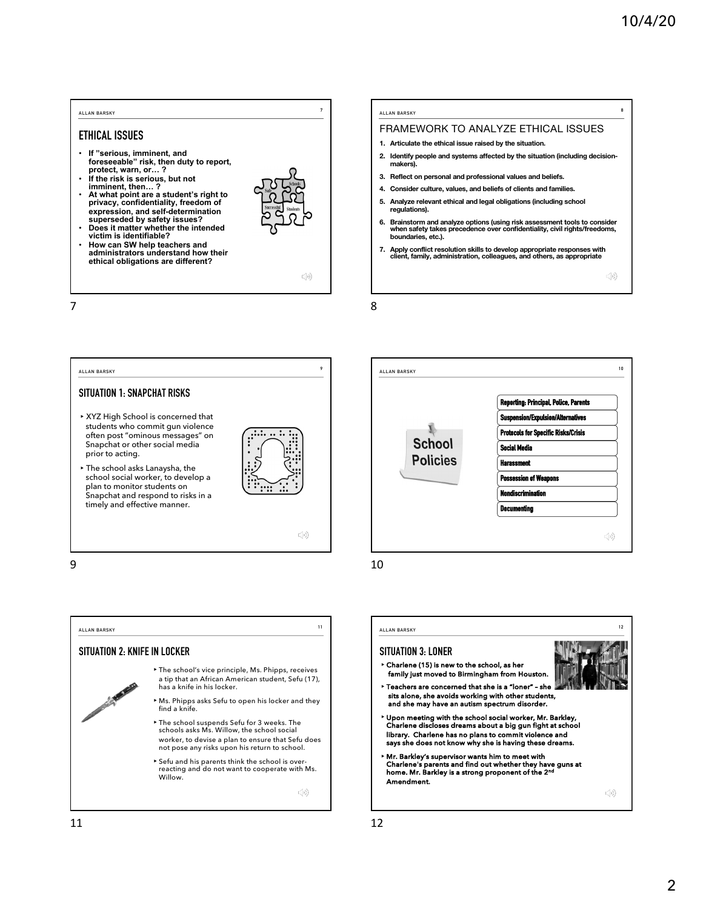## ETHICAL ISSUES

- If "serious, imminent, and foreseeable" risk, then duty to report, protect, warn, or… ?
- If the risk is serious, but not imminent, then… ?
- At what point are a student's right to privacy, confidentiality, freedom of expression, and self-determination superseded by safety issues?
- Does it matter whether the intended victim is identifiable?
- How can SW help teachers and administrators understand how their ethical obligations are different?

## FRAMEWORK TO ANALYZE ETHICAL ISSUES

1. Articulate the ethical issue raised by the situation.
2. Identify people and systems affected by the situation (including decision-makers).
3. Reflect on personal and professional values and beliefs.
4. Consider culture, values, and beliefs of clients and families.
5. Analyze relevant ethical and legal obligations (including school regulations).
6. Brainstorm and analyze options (using risk assessment tools to consider when safety takes precedence over confidentiality, civil rights/freedoms, boundaries, etc.).
7. Apply conflict resolution skills to develop appropriate responses with client, family, administration, colleagues, and others, as appropriate

## SITUATION 1: SNAPCHAT RISKS

- XYZ High School is concerned that students who commit gun violence often post "ominous messages" on Snapchat or other social media prior to acting.
- The school asks Lanaysha, the school social worker, to develop a plan to monitor students on Snapchat and respond to risks in a timely and effective manner.

## School Policies

- Reporting: Principal, Police, Parents
- Suspension/Expulsion/Alternatives
- Protocols for Specific Risks/Crisis
- Social Media
- Harassment
- Possession of Weapons
- Nondiscrimination
- Documenting

## SITUATION 2: KNIFE IN LOCKER

- The school's vice principle, Ms. Phipps, receives a tip that an African American student, Sefu (17), has a knife in his locker.
- Ms. Phipps asks Sefu to open his locker and they find a knife.
- The school suspends Sefu for 3 weeks. The schools asks Ms. Willow, the school social worker, to devise a plan to ensure that Sefu does not pose any risks upon his return to school.
- Sefu and his parents think the school is over-reacting and do not want to cooperate with Ms. Willow.

## SITUATION 3: LONER

- Charlene (15) is new to the school, as her family just moved to Birmingham from Houston.
- Teachers are concerned that she is a "loner" – she sits alone, she avoids working with other students, and she may have an autism spectrum disorder.
- Upon meeting with the school social worker, Mr. Barkley, Charlene discloses dreams about a big gun fight at school library. Charlene has no plans to commit violence and says she does not know why she is having these dreams.
- Mr. Barkley's supervisor wants him to meet with Charlene's parents and find out whether they have guns at home. Mr. Barkley is a strong proponent of the 2nd Amendment.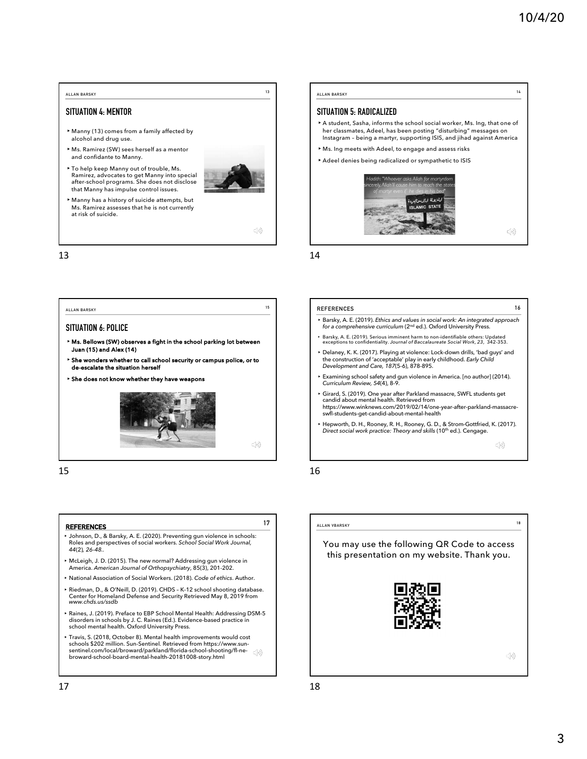## SITUATION 4: MENTOR

- Manny (13) comes from a family affected by alcohol and drug use.
- Ms. Ramirez (SW) sees herself as a mentor and confidante to Manny.
- To help keep Manny out of trouble, Ms. Ramirez, advocates to get Manny into special after-school programs. She does not disclose that Manny has impulse control issues.
- Manny has a history of suicide attempts, but Ms. Ramirez assesses that he is not currently at risk of suicide.

## SITUATION 5: RADICALIZED

- A student, Sasha, informs the school social worker, Ms. Ing, that one of her classmates, Adeel, has been posting "disturbing" messages on Instagram – being a martyr, supporting ISIS, and jihad against America
- Ms. Ing meets with Adeel, to engage and assess risks
- Adeel denies being radicalized or sympathetic to ISIS

Hadith: "Whoever asks Allah for martyrdom sincerely, Allah'll cause him to reach the states of martyr even if he dies in his bed"

الدولة الاسلامية
ISLAMIC STATE

## SITUATION 6: POLICE

- **Ms. Bellows (SW) observes a fight in the school parking lot between Juan (15) and Alex (14)**
- **She wonders whether to call school security or campus police, or to de-escalate the situation herself**
- **She does not know whether they have weapons**

## REFERENCES

- Barsky, A. E. (2019). *Ethics and values in social work: An integrated approach for a comprehensive curriculum* (2nd ed.). Oxford University Press.
- Barsky, A. E. (2019). Serious imminent harm to non-identifiable others: Updated exceptions to confidentiality. *Journal of Baccalaureate Social Work, 23*, 342-353.
- Delaney, K. K. (2017). Playing at violence: Lock-down drills, 'bad guys' and the construction of 'acceptable' play in early childhood. *Early Child Development and Care, 187*(5-6), 878-895.
- Examining school safety and gun violence in America. [no author] (2014). *Curriculum Review, 54*(4), 8-9.
- Girard, S. (2019). One year after Parkland massacre, SWFL students get candid about mental health. Retrieved from https://www.winknews.com/2019/02/14/one-year-after-parkland-massacre-swfl-students-get-candid-about-mental-health
- Hepworth, D. H., Rooney, R. H., Rooney, G. D., & Strom-Gottfried, K. (2017). *Direct social work practice: Theory and skills* (10th ed.). Cengage.

## REFERENCES

- Johnson, D., & Barsky, A. E. (2020). Preventing gun violence in schools: Roles and perspectives of social workers. *School Social Work Journal, 44*(2), *26-48.*.
- McLeigh, J. D. (2015). The new normal? Addressing gun violence in America. *American Journal of Orthopsychiatry*, 85(3), 201-202.
- National Association of Social Workers. (2018). *Code of ethics*. Author.
- Riedman, D., & O'Neill, D. (2019). CHDS – K-12 school shooting database. Center for Homeland Defense and Security Retrieved May 8, 2019 from *www.chds.us/ssdb*
- Raines, J. (2019). Preface to EBP School Mental Health: Addressing DSM-5 disorders in schools by J. C. Raines (Ed.). Evidence-based practice in school mental health. Oxford University Press.
- Travis, S. (2018, October 8). Mental health improvements would cost schools $202 million. Sun-Sentinel. Retrieved from https://www.sun-sentinel.com/local/broward/parkland/florida-school-shooting/fl-ne-broward-school-board-mental-health-20181008-story.html

You may use the following QR Code to access this presentation on my website. Thank you.